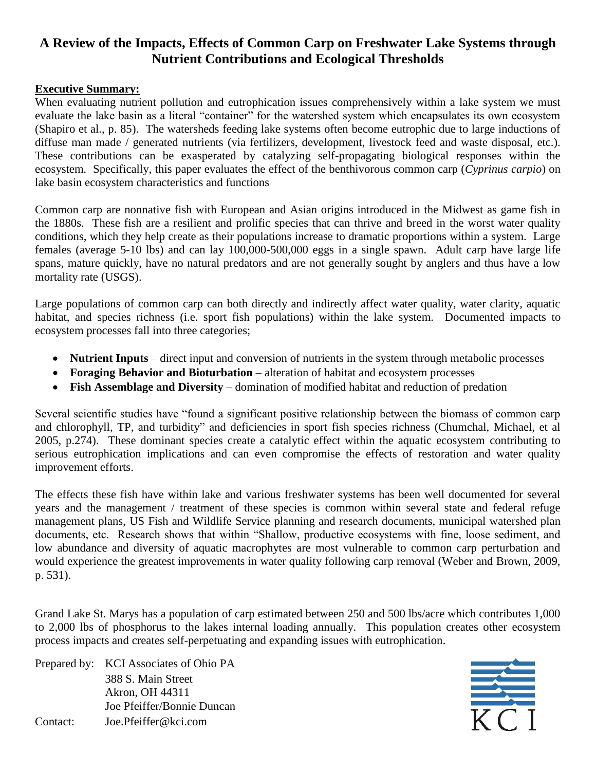# A Review of the Impacts, Effects of Common Carp on Freshwater Lake Systems through Nutrient Contributions and Ecological Thresholds

## Executive Summary:

When evaluating nutrient pollution and eutrophication issues comprehensively within a lake system we must evaluate the lake basin as a literal "container" for the watershed system which encapsulates its own ecosystem (Shapiro et al., p. 85). The watersheds feeding lake systems often become eutrophic due to large inductions of diffuse man made / generated nutrients (via fertilizers, development, livestock feed and waste disposal, etc.). These contributions can be exasperated by catalyzing self-propagating biological responses within the ecosystem. Specifically, this paper evaluates the effect of the benthivorous common carp (*Cyprinus carpio*) on lake basin ecosystem characteristics and functions

Common carp are nonnative fish with European and Asian origins introduced in the Midwest as game fish in the 1880s. These fish are a resilient and prolific species that can thrive and breed in the worst water quality conditions, which they help create as their populations increase to dramatic proportions within a system. Large females (average 5-10 lbs) and can lay 100,000-500,000 eggs in a single spawn. Adult carp have large life spans, mature quickly, have no natural predators and are not generally sought by anglers and thus have a low mortality rate (USGS).

Large populations of common carp can both directly and indirectly affect water quality, water clarity, aquatic habitat, and species richness (i.e. sport fish populations) within the lake system. Documented impacts to ecosystem processes fall into three categories;

- **Nutrient Inputs** – direct input and conversion of nutrients in the system through metabolic processes
- **Foraging Behavior and Bioturbation** – alteration of habitat and ecosystem processes
- **Fish Assemblage and Diversity** – domination of modified habitat and reduction of predation

Several scientific studies have "found a significant positive relationship between the biomass of common carp and chlorophyll, TP, and turbidity" and deficiencies in sport fish species richness (Chumchal, Michael, et al 2005, p.274). These dominant species create a catalytic effect within the aquatic ecosystem contributing to serious eutrophication implications and can even compromise the effects of restoration and water quality improvement efforts.

The effects these fish have within lake and various freshwater systems has been well documented for several years and the management / treatment of these species is common within several state and federal refuge management plans, US Fish and Wildlife Service planning and research documents, municipal watershed plan documents, etc. Research shows that within "Shallow, productive ecosystems with fine, loose sediment, and low abundance and diversity of aquatic macrophytes are most vulnerable to common carp perturbation and would experience the greatest improvements in water quality following carp removal (Weber and Brown, 2009, p. 531).

Grand Lake St. Marys has a population of carp estimated between 250 and 500 lbs/acre which contributes 1,000 to 2,000 lbs of phosphorus to the lakes internal loading annually. This population creates other ecosystem process impacts and creates self-perpetuating and expanding issues with eutrophication.

Prepared by: KCI Associates of Ohio PA
388 S. Main Street
Akron, OH 44311
Joe Pfeiffer/Bonnie Duncan
Contact: Joe.Pfeiffer@kci.com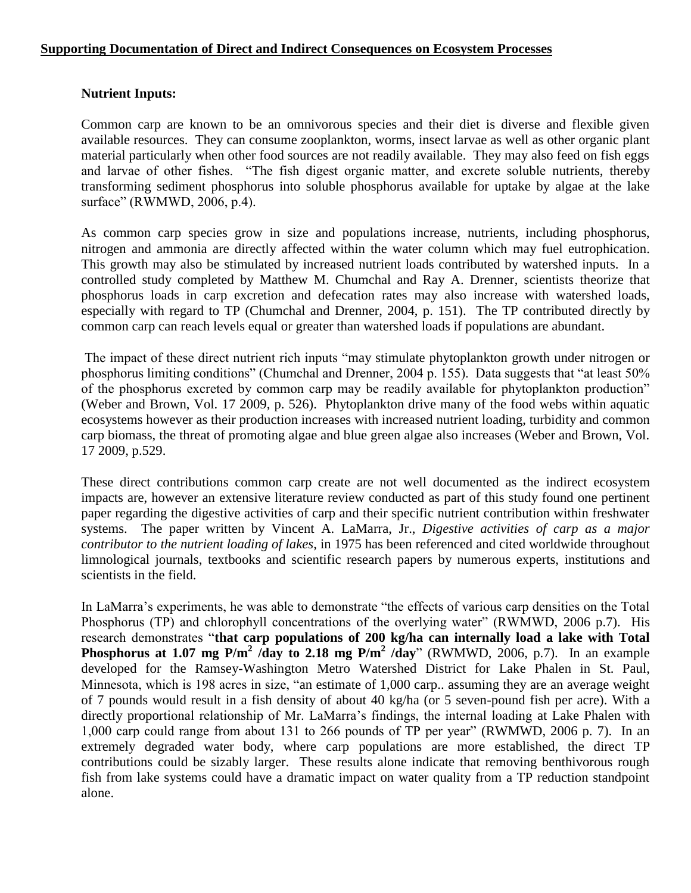## **Supporting Documentation of Direct and Indirect Consequences on Ecosystem Processes**

### **Nutrient Inputs:**

Common carp are known to be an omnivorous species and their diet is diverse and flexible given available resources. They can consume zooplankton, worms, insect larvae as well as other organic plant material particularly when other food sources are not readily available. They may also feed on fish eggs and larvae of other fishes. "The fish digest organic matter, and excrete soluble nutrients, thereby transforming sediment phosphorus into soluble phosphorus available for uptake by algae at the lake surface" (RWMWD, 2006, p.4).

As common carp species grow in size and populations increase, nutrients, including phosphorus, nitrogen and ammonia are directly affected within the water column which may fuel eutrophication. This growth may also be stimulated by increased nutrient loads contributed by watershed inputs. In a controlled study completed by Matthew M. Chumchal and Ray A. Drenner, scientists theorize that phosphorus loads in carp excretion and defecation rates may also increase with watershed loads, especially with regard to TP (Chumchal and Drenner, 2004, p. 151). The TP contributed directly by common carp can reach levels equal or greater than watershed loads if populations are abundant.

The impact of these direct nutrient rich inputs "may stimulate phytoplankton growth under nitrogen or phosphorus limiting conditions" (Chumchal and Drenner, 2004 p. 155). Data suggests that "at least 50% of the phosphorus excreted by common carp may be readily available for phytoplankton production" (Weber and Brown, Vol. 17 2009, p. 526). Phytoplankton drive many of the food webs within aquatic ecosystems however as their production increases with increased nutrient loading, turbidity and common carp biomass, the threat of promoting algae and blue green algae also increases (Weber and Brown, Vol. 17 2009, p.529.

These direct contributions common carp create are not well documented as the indirect ecosystem impacts are, however an extensive literature review conducted as part of this study found one pertinent paper regarding the digestive activities of carp and their specific nutrient contribution within freshwater systems. The paper written by Vincent A. LaMarra, Jr., *Digestive activities of carp as a major contributor to the nutrient loading of lakes*, in 1975 has been referenced and cited worldwide throughout limnological journals, textbooks and scientific research papers by numerous experts, institutions and scientists in the field.

In LaMarra's experiments, he was able to demonstrate "the effects of various carp densities on the Total Phosphorus (TP) and chlorophyll concentrations of the overlying water" (RWMWD, 2006 p.7). His research demonstrates "**that carp populations of 200 kg/ha can internally load a lake with Total Phosphorus at 1.07 mg P/$m^2$ /day to 2.18 mg P/$m^2$ /day**" (RWMWD, 2006, p.7). In an example developed for the Ramsey-Washington Metro Watershed District for Lake Phalen in St. Paul, Minnesota, which is 198 acres in size, "an estimate of 1,000 carp.. assuming they are an average weight of 7 pounds would result in a fish density of about 40 kg/ha (or 5 seven-pound fish per acre). With a directly proportional relationship of Mr. LaMarra's findings, the internal loading at Lake Phalen with 1,000 carp could range from about 131 to 266 pounds of TP per year" (RWMWD, 2006 p. 7). In an extremely degraded water body, where carp populations are more established, the direct TP contributions could be sizably larger. These results alone indicate that removing benthivorous rough fish from lake systems could have a dramatic impact on water quality from a TP reduction standpoint alone.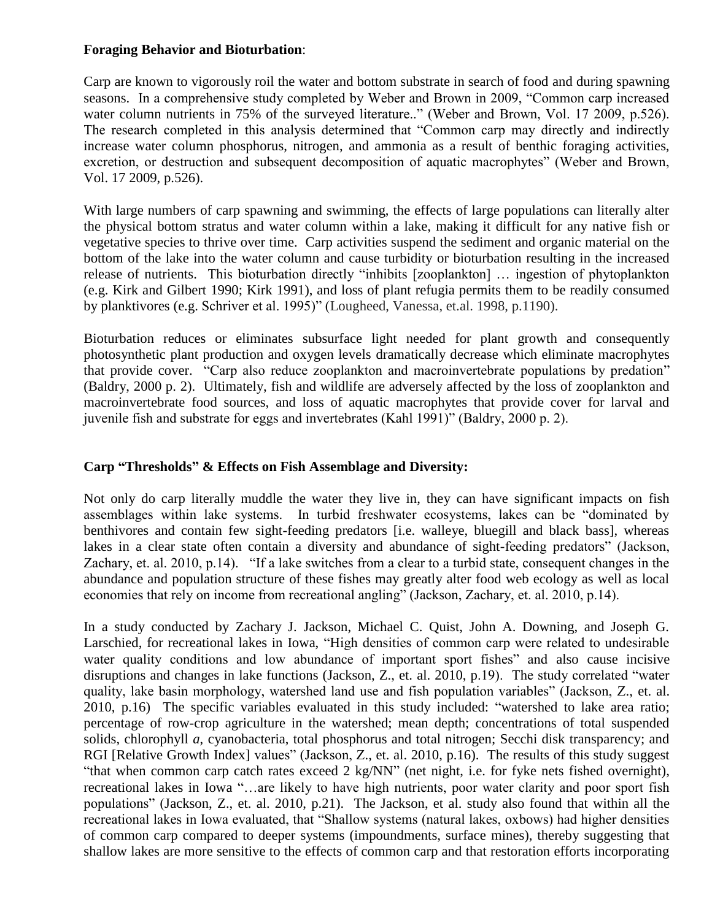**Foraging Behavior and Bioturbation**:

Carp are known to vigorously roil the water and bottom substrate in search of food and during spawning seasons. In a comprehensive study completed by Weber and Brown in 2009, "Common carp increased water column nutrients in 75% of the surveyed literature.." (Weber and Brown, Vol. 17 2009, p.526). The research completed in this analysis determined that "Common carp may directly and indirectly increase water column phosphorus, nitrogen, and ammonia as a result of benthic foraging activities, excretion, or destruction and subsequent decomposition of aquatic macrophytes" (Weber and Brown, Vol. 17 2009, p.526).

With large numbers of carp spawning and swimming, the effects of large populations can literally alter the physical bottom stratus and water column within a lake, making it difficult for any native fish or vegetative species to thrive over time. Carp activities suspend the sediment and organic material on the bottom of the lake into the water column and cause turbidity or bioturbation resulting in the increased release of nutrients. This bioturbation directly "inhibits [zooplankton] … ingestion of phytoplankton (e.g. Kirk and Gilbert 1990; Kirk 1991), and loss of plant refugia permits them to be readily consumed by planktivores (e.g. Schriver et al. 1995)" (Lougheed, Vanessa, et.al. 1998, p.1190).

Bioturbation reduces or eliminates subsurface light needed for plant growth and consequently photosynthetic plant production and oxygen levels dramatically decrease which eliminate macrophytes that provide cover. "Carp also reduce zooplankton and macroinvertebrate populations by predation" (Baldry, 2000 p. 2). Ultimately, fish and wildlife are adversely affected by the loss of zooplankton and macroinvertebrate food sources, and loss of aquatic macrophytes that provide cover for larval and juvenile fish and substrate for eggs and invertebrates (Kahl 1991)" (Baldry, 2000 p. 2).

**Carp "Thresholds" & Effects on Fish Assemblage and Diversity:**

Not only do carp literally muddle the water they live in, they can have significant impacts on fish assemblages within lake systems. In turbid freshwater ecosystems, lakes can be "dominated by benthivores and contain few sight-feeding predators [i.e. walleye, bluegill and black bass], whereas lakes in a clear state often contain a diversity and abundance of sight-feeding predators" (Jackson, Zachary, et. al. 2010, p.14). "If a lake switches from a clear to a turbid state, consequent changes in the abundance and population structure of these fishes may greatly alter food web ecology as well as local economies that rely on income from recreational angling" (Jackson, Zachary, et. al. 2010, p.14).

In a study conducted by Zachary J. Jackson, Michael C. Quist, John A. Downing, and Joseph G. Larschied, for recreational lakes in Iowa, "High densities of common carp were related to undesirable water quality conditions and low abundance of important sport fishes" and also cause incisive disruptions and changes in lake functions (Jackson, Z., et. al. 2010, p.19). The study correlated "water quality, lake basin morphology, watershed land use and fish population variables" (Jackson, Z., et. al. 2010, p.16) The specific variables evaluated in this study included: "watershed to lake area ratio; percentage of row-crop agriculture in the watershed; mean depth; concentrations of total suspended solids, chlorophyll *a*, cyanobacteria, total phosphorus and total nitrogen; Secchi disk transparency; and RGI [Relative Growth Index] values" (Jackson, Z., et. al. 2010, p.16). The results of this study suggest "that when common carp catch rates exceed 2 kg/NN" (net night, i.e. for fyke nets fished overnight), recreational lakes in Iowa "…are likely to have high nutrients, poor water clarity and poor sport fish populations" (Jackson, Z., et. al. 2010, p.21). The Jackson, et al. study also found that within all the recreational lakes in Iowa evaluated, that "Shallow systems (natural lakes, oxbows) had higher densities of common carp compared to deeper systems (impoundments, surface mines), thereby suggesting that shallow lakes are more sensitive to the effects of common carp and that restoration efforts incorporating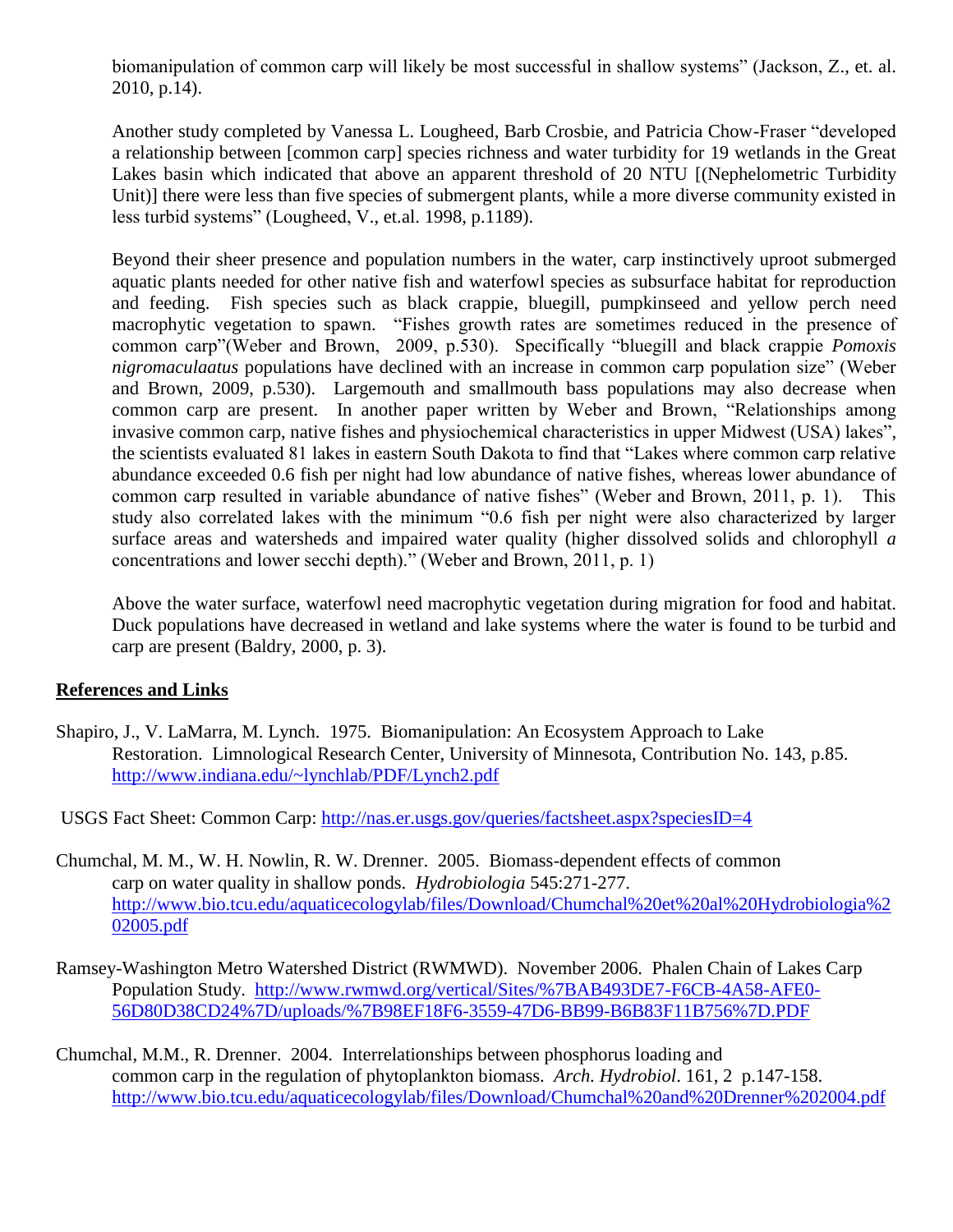biomanipulation of common carp will likely be most successful in shallow systems" (Jackson, Z., et. al. 2010, p.14).

Another study completed by Vanessa L. Lougheed, Barb Crosbie, and Patricia Chow-Fraser "developed a relationship between [common carp] species richness and water turbidity for 19 wetlands in the Great Lakes basin which indicated that above an apparent threshold of 20 NTU [(Nephelometric Turbidity Unit)] there were less than five species of submergent plants, while a more diverse community existed in less turbid systems" (Lougheed, V., et.al. 1998, p.1189).

Beyond their sheer presence and population numbers in the water, carp instinctively uproot submerged aquatic plants needed for other native fish and waterfowl species as subsurface habitat for reproduction and feeding. Fish species such as black crappie, bluegill, pumpkinseed and yellow perch need macrophytic vegetation to spawn. "Fishes growth rates are sometimes reduced in the presence of common carp"(Weber and Brown, 2009, p.530). Specifically "bluegill and black crappie *Pomoxis nigromaculaatus* populations have declined with an increase in common carp population size" (Weber and Brown, 2009, p.530). Largemouth and smallmouth bass populations may also decrease when common carp are present. In another paper written by Weber and Brown, "Relationships among invasive common carp, native fishes and physiochemical characteristics in upper Midwest (USA) lakes", the scientists evaluated 81 lakes in eastern South Dakota to find that "Lakes where common carp relative abundance exceeded 0.6 fish per night had low abundance of native fishes, whereas lower abundance of common carp resulted in variable abundance of native fishes" (Weber and Brown, 2011, p. 1). This study also correlated lakes with the minimum "0.6 fish per night were also characterized by larger surface areas and watersheds and impaired water quality (higher dissolved solids and chlorophyll *a* concentrations and lower secchi depth)." (Weber and Brown, 2011, p. 1)

Above the water surface, waterfowl need macrophytic vegetation during migration for food and habitat. Duck populations have decreased in wetland and lake systems where the water is found to be turbid and carp are present (Baldry, 2000, p. 3).

## References and Links

Shapiro, J., V. LaMarra, M. Lynch. 1975. Biomanipulation: An Ecosystem Approach to Lake Restoration. Limnological Research Center, University of Minnesota, Contribution No. 143, p.85. http://www.indiana.edu/~lynchlab/PDF/Lynch2.pdf

USGS Fact Sheet: Common Carp: http://nas.er.usgs.gov/queries/factsheet.aspx?speciesID=4

Chumchal, M. M., W. H. Nowlin, R. W. Drenner. 2005. Biomass-dependent effects of common carp on water quality in shallow ponds. *Hydrobiologia* 545:271-277. http://www.bio.tcu.edu/aquaticecologylab/files/Download/Chumchal%20et%20al%20Hydrobiologia%202005.pdf

Ramsey-Washington Metro Watershed District (RWMWD). November 2006. Phalen Chain of Lakes Carp Population Study. http://www.rwmwd.org/vertical/Sites/%7BAB493DE7-F6CB-4A58-AFE0-56D80D38CD24%7D/uploads/%7B98EF18F6-3559-47D6-BB99-B6B83F11B756%7D.PDF

Chumchal, M.M., R. Drenner. 2004. Interrelationships between phosphorus loading and common carp in the regulation of phytoplankton biomass. *Arch. Hydrobiol*. 161, 2 p.147-158. http://www.bio.tcu.edu/aquaticecologylab/files/Download/Chumchal%20and%20Drenner%202004.pdf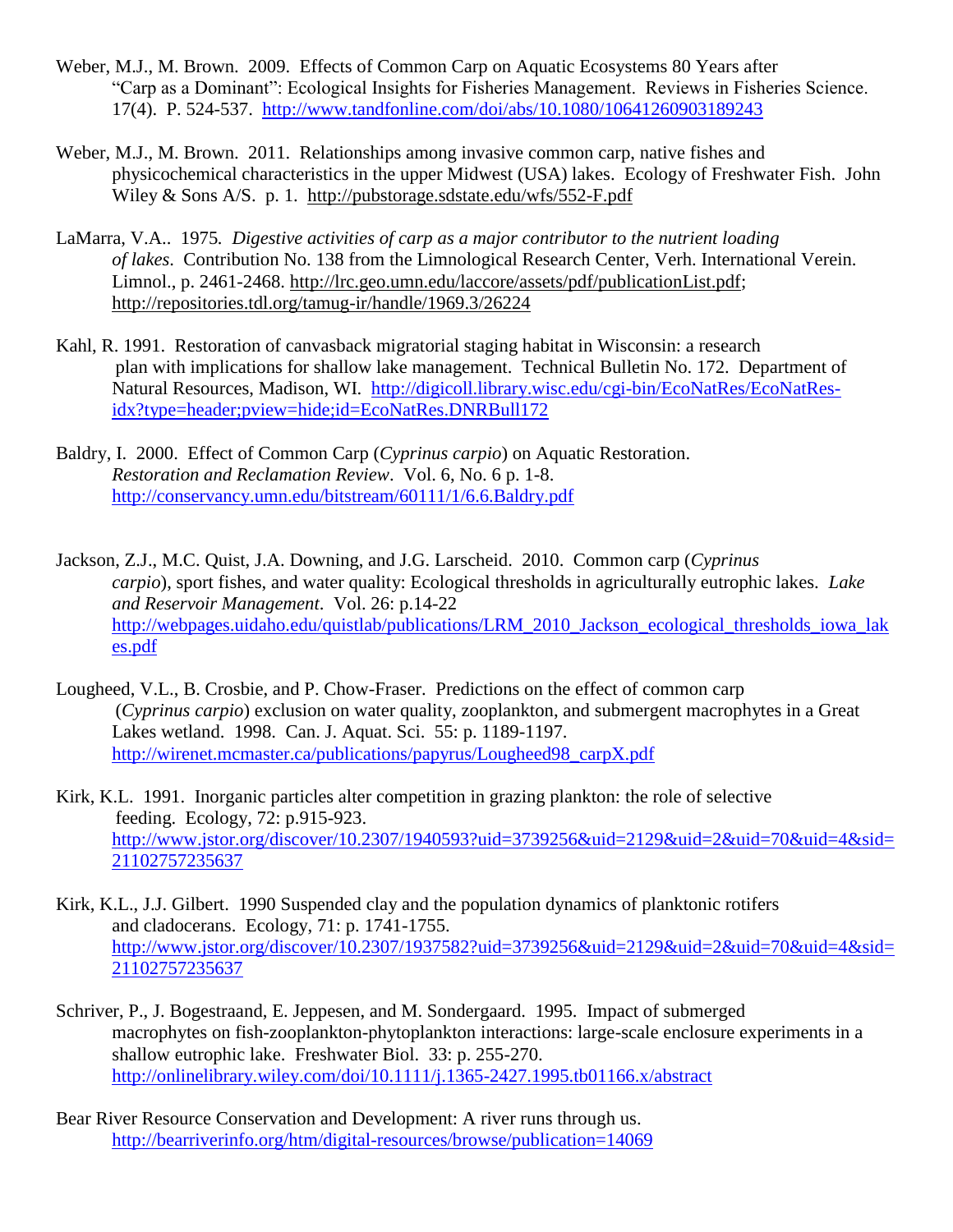Weber, M.J., M. Brown. 2009. Effects of Common Carp on Aquatic Ecosystems 80 Years after "Carp as a Dominant": Ecological Insights for Fisheries Management. Reviews in Fisheries Science. 17(4). P. 524-537. http://www.tandfonline.com/doi/abs/10.1080/10641260903189243

Weber, M.J., M. Brown. 2011. Relationships among invasive common carp, native fishes and physicochemical characteristics in the upper Midwest (USA) lakes. Ecology of Freshwater Fish. John Wiley & Sons A/S. p. 1. http://pubstorage.sdstate.edu/wfs/552-F.pdf

LaMarra, V.A.. 1975. *Digestive activities of carp as a major contributor to the nutrient loading of lakes*. Contribution No. 138 from the Limnological Research Center, Verh. International Verein. Limnol., p. 2461-2468. http://lrc.geo.umn.edu/laccore/assets/pdf/publicationList.pdf; http://repositories.tdl.org/tamug-ir/handle/1969.3/26224

Kahl, R. 1991. Restoration of canvasback migratorial staging habitat in Wisconsin: a research plan with implications for shallow lake management. Technical Bulletin No. 172. Department of Natural Resources, Madison, WI. http://digicoll.library.wisc.edu/cgi-bin/EcoNatRes/EcoNatRes-idx?type=header;pview=hide;id=EcoNatRes.DNRBull172

Baldry, I. 2000. Effect of Common Carp (*Cyprinus carpio*) on Aquatic Restoration. *Restoration and Reclamation Review*. Vol. 6, No. 6 p. 1-8. http://conservancy.umn.edu/bitstream/60111/1/6.6.Baldry.pdf

Jackson, Z.J., M.C. Quist, J.A. Downing, and J.G. Larscheid. 2010. Common carp (*Cyprinus carpio*), sport fishes, and water quality: Ecological thresholds in agriculturally eutrophic lakes. *Lake and Reservoir Management*. Vol. 26: p.14-22 http://webpages.uidaho.edu/quistlab/publications/LRM_2010_Jackson_ecological_thresholds_iowa_lakes.pdf

Lougheed, V.L., B. Crosbie, and P. Chow-Fraser. Predictions on the effect of common carp (*Cyprinus carpio*) exclusion on water quality, zooplankton, and submergent macrophytes in a Great Lakes wetland. 1998. Can. J. Aquat. Sci. 55: p. 1189-1197. http://wirenet.mcmaster.ca/publications/papyrus/Lougheed98_carpX.pdf

Kirk, K.L. 1991. Inorganic particles alter competition in grazing plankton: the role of selective feeding. Ecology, 72: p.915-923. http://www.jstor.org/discover/10.2307/1940593?uid=3739256&uid=2129&uid=2&uid=70&uid=4&sid=21102757235637

Kirk, K.L., J.J. Gilbert. 1990 Suspended clay and the population dynamics of planktonic rotifers and cladocerans. Ecology, 71: p. 1741-1755. http://www.jstor.org/discover/10.2307/1937582?uid=3739256&uid=2129&uid=2&uid=70&uid=4&sid=21102757235637

Schriver, P., J. Bogestraand, E. Jeppesen, and M. Sondergaard. 1995. Impact of submerged macrophytes on fish-zooplankton-phytoplankton interactions: large-scale enclosure experiments in a shallow eutrophic lake. Freshwater Biol. 33: p. 255-270. http://onlinelibrary.wiley.com/doi/10.1111/j.1365-2427.1995.tb01166.x/abstract

Bear River Resource Conservation and Development: A river runs through us. http://bearriverinfo.org/htm/digital-resources/browse/publication=14069